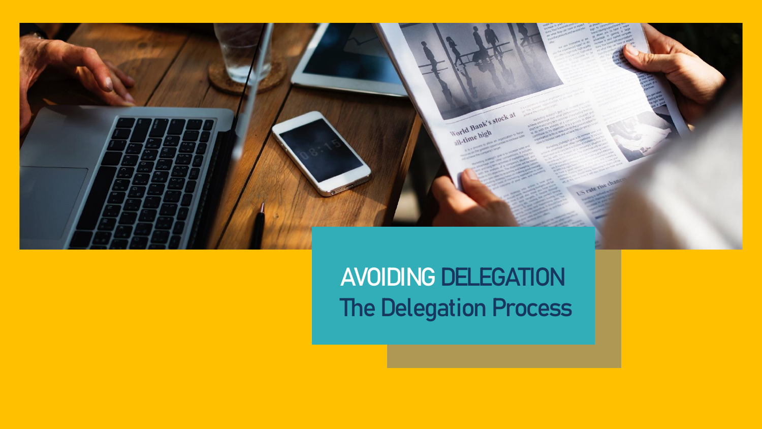# AVOIDING DELEGATION

## The Delegation Process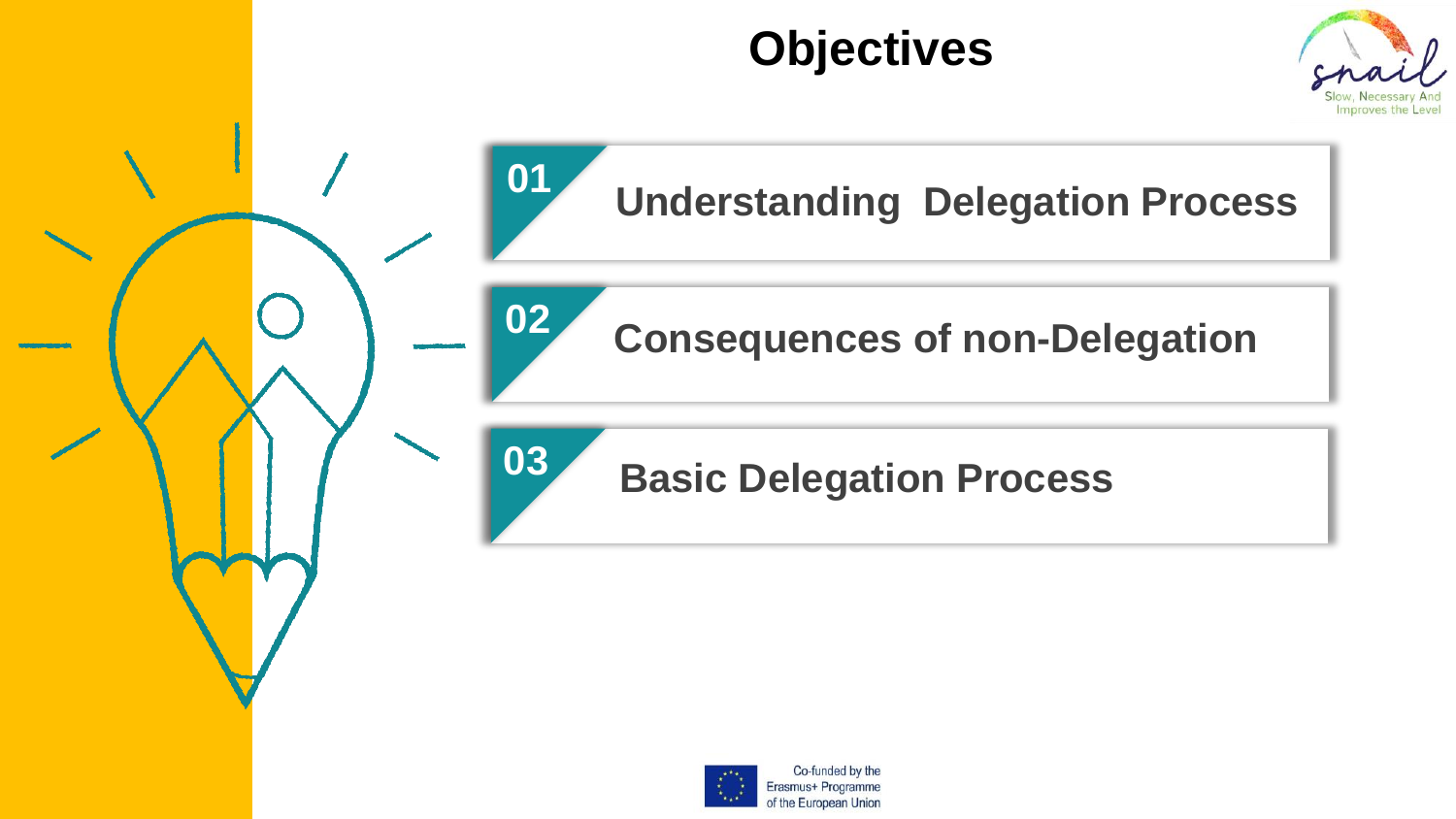# Objectives

**01** Understanding Delegation Process

**02** Consequences of non-Delegation

**03** Basic Delegation Process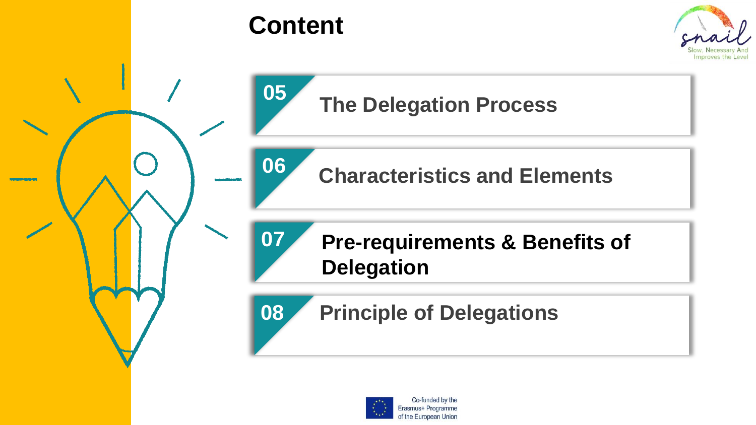# Content

05 The Delegation Process

06 Characteristics and Elements

07 Pre-requirements & Benefits of Delegation

08 Principle of Delegations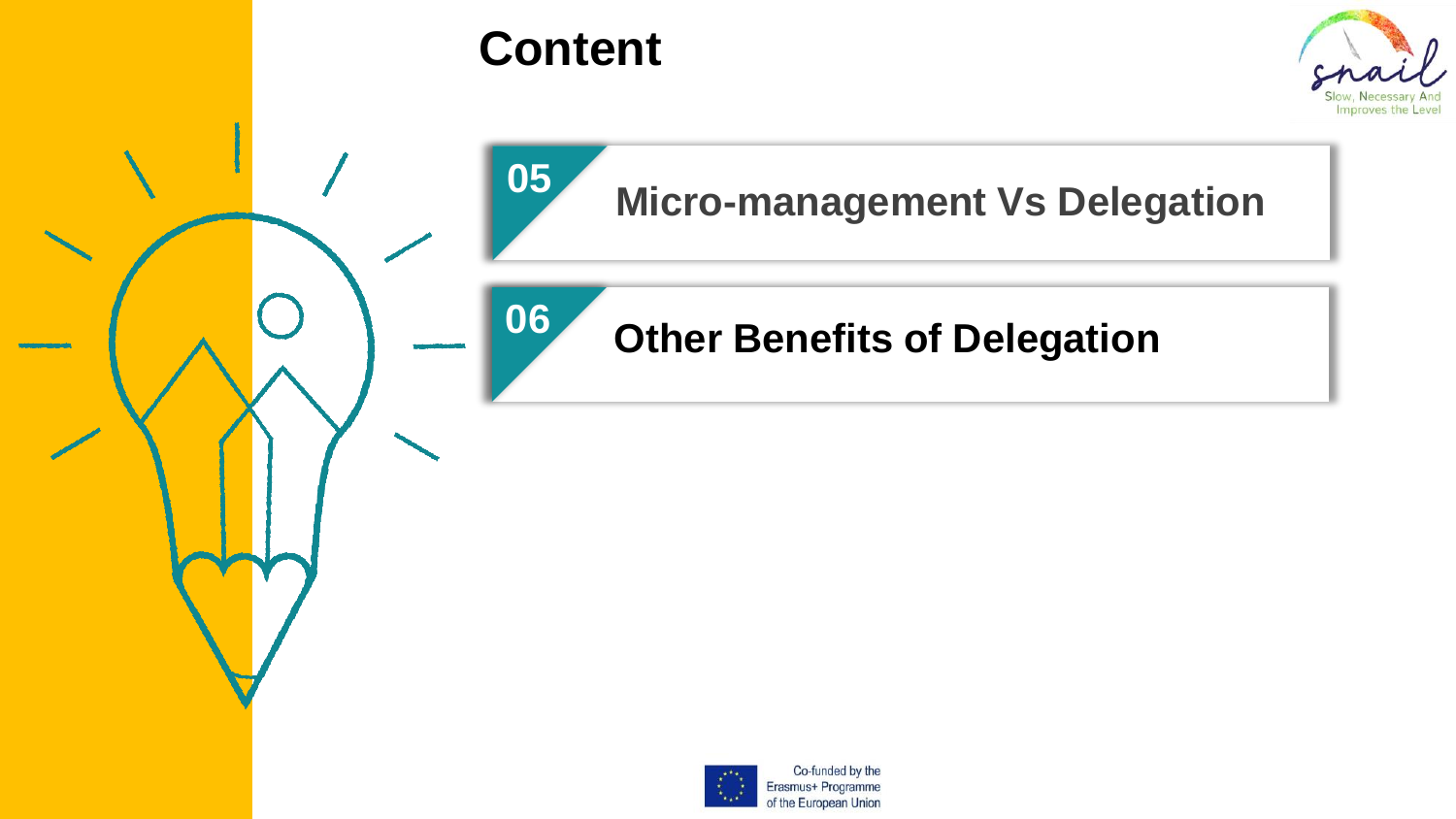# Content

**05** Micro-management Vs Delegation

**06** Other Benefits of Delegation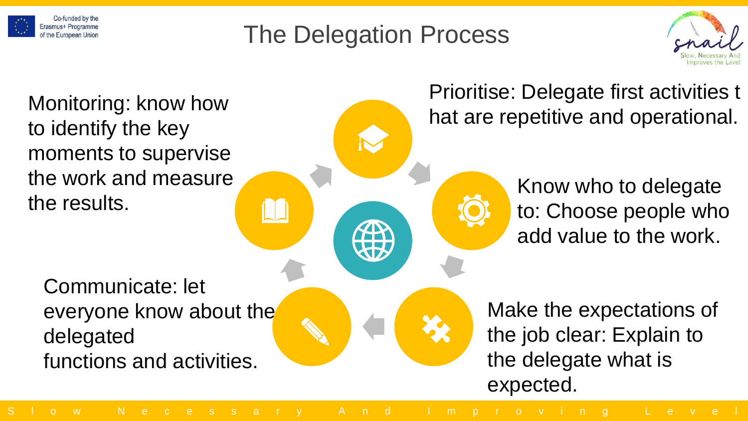# The Delegation Process

Prioritise: Delegate first activities that are repetitive and operational.

Know who to delegate to: Choose people who add value to the work.

Make the expectations of the job clear: Explain to the delegate what is expected.

Communicate: let everyone know about the delegated functions and activities.

Monitoring: know how to identify the key moments to supervise the work and measure the results.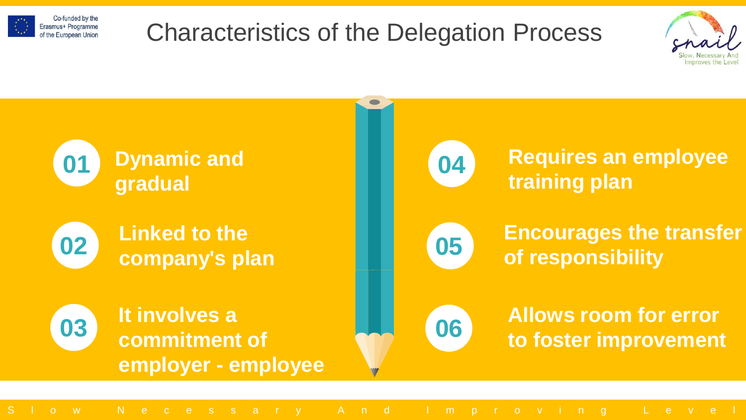# Characteristics of the Delegation Process

01. **Dynamic and gradual**
02. **Linked to the company's plan**
03. **It involves a commitment of employer - employee**
04. **Requires an employee training plan**
05. **Encourages the transfer of responsibility**
06. **Allows room for error to foster improvement**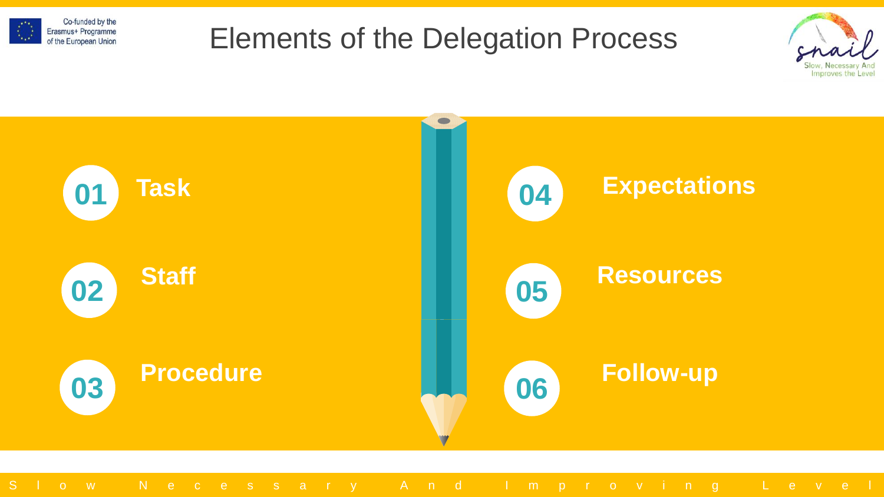# Elements of the Delegation Process

- **01** Task
- **02** Staff
- **03** Procedure
- **04** Expectations
- **05** Resources
- **06** Follow-up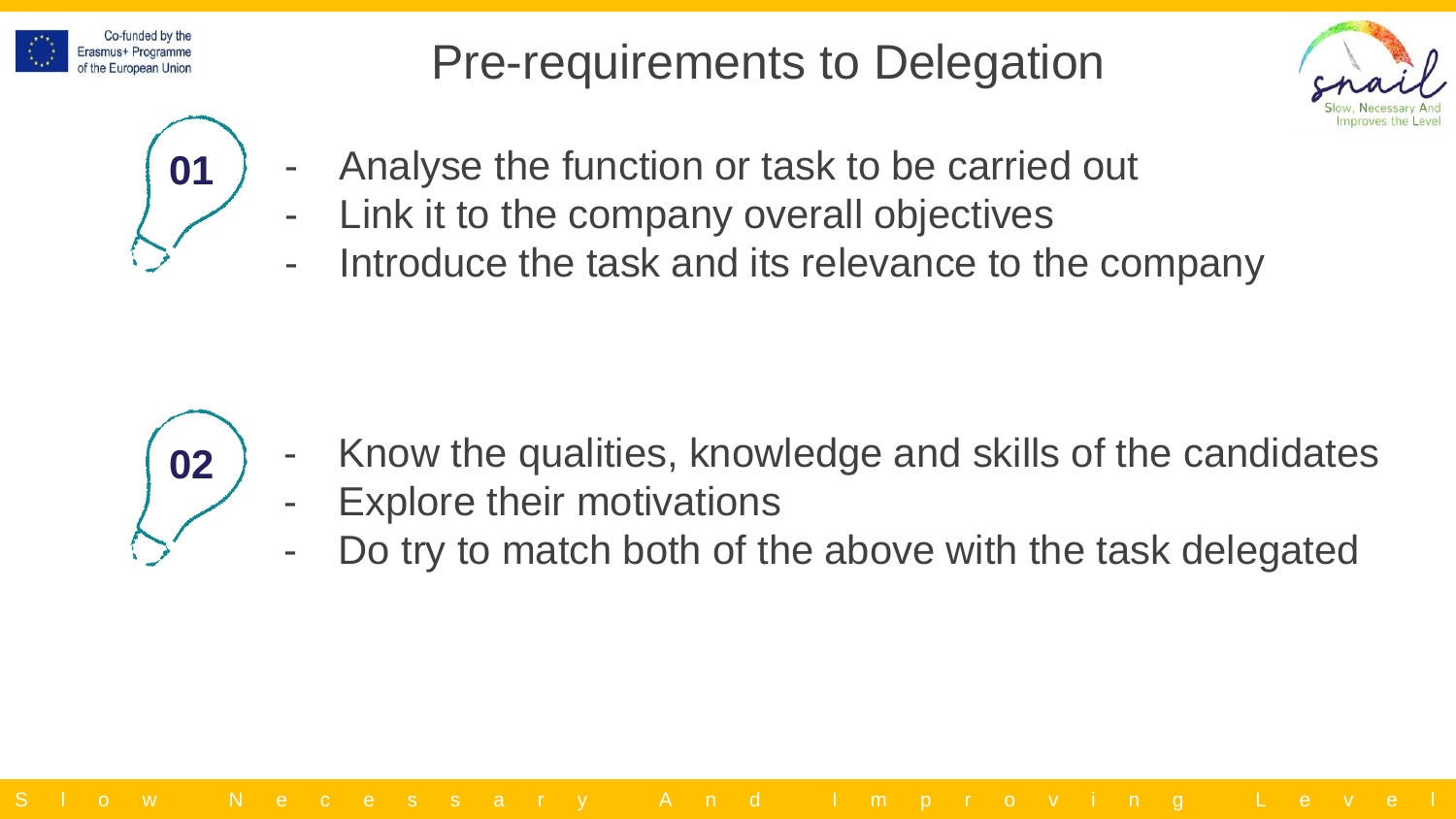# Pre-requirements to Delegation

**01**

- Analyse the function or task to be carried out
- Link it to the company overall objectives
- Introduce the task and its relevance to the company

**02**

- Know the qualities, knowledge and skills of the candidates
- Explore their motivations
- Do try to match both of the above with the task delegated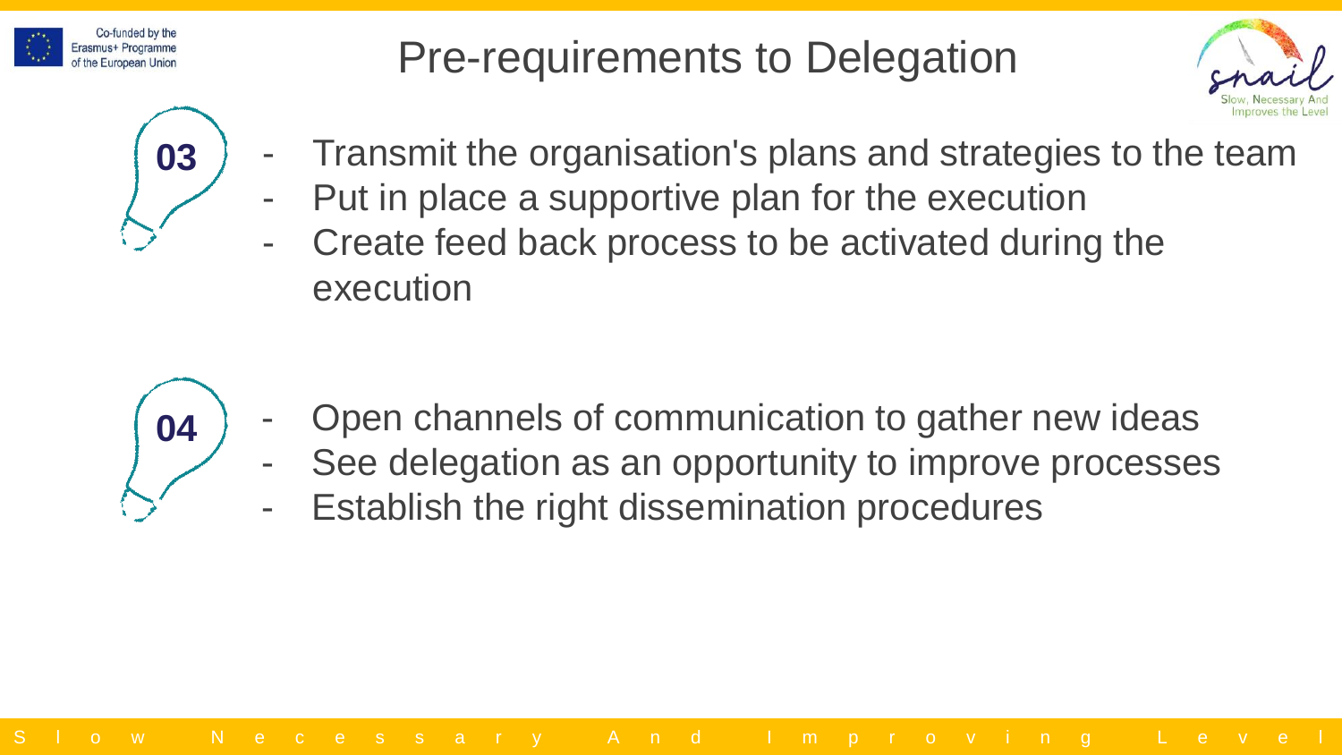# Pre-requirements to Delegation

**03**

- Transmit the organisation's plans and strategies to the team
- Put in place a supportive plan for the execution
- Create feed back process to be activated during the execution

**04**

- Open channels of communication to gather new ideas
- See delegation as an opportunity to improve processes
- Establish the right dissemination procedures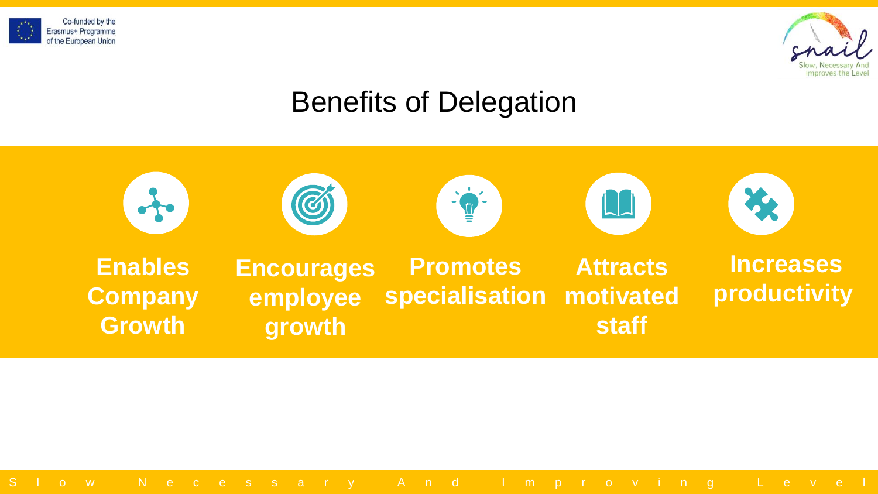# Benefits of Delegation

- **Enables Company Growth**
- **Encourages employee growth**
- **Promotes specialisation**
- **Attracts motivated staff**
- **Increases productivity**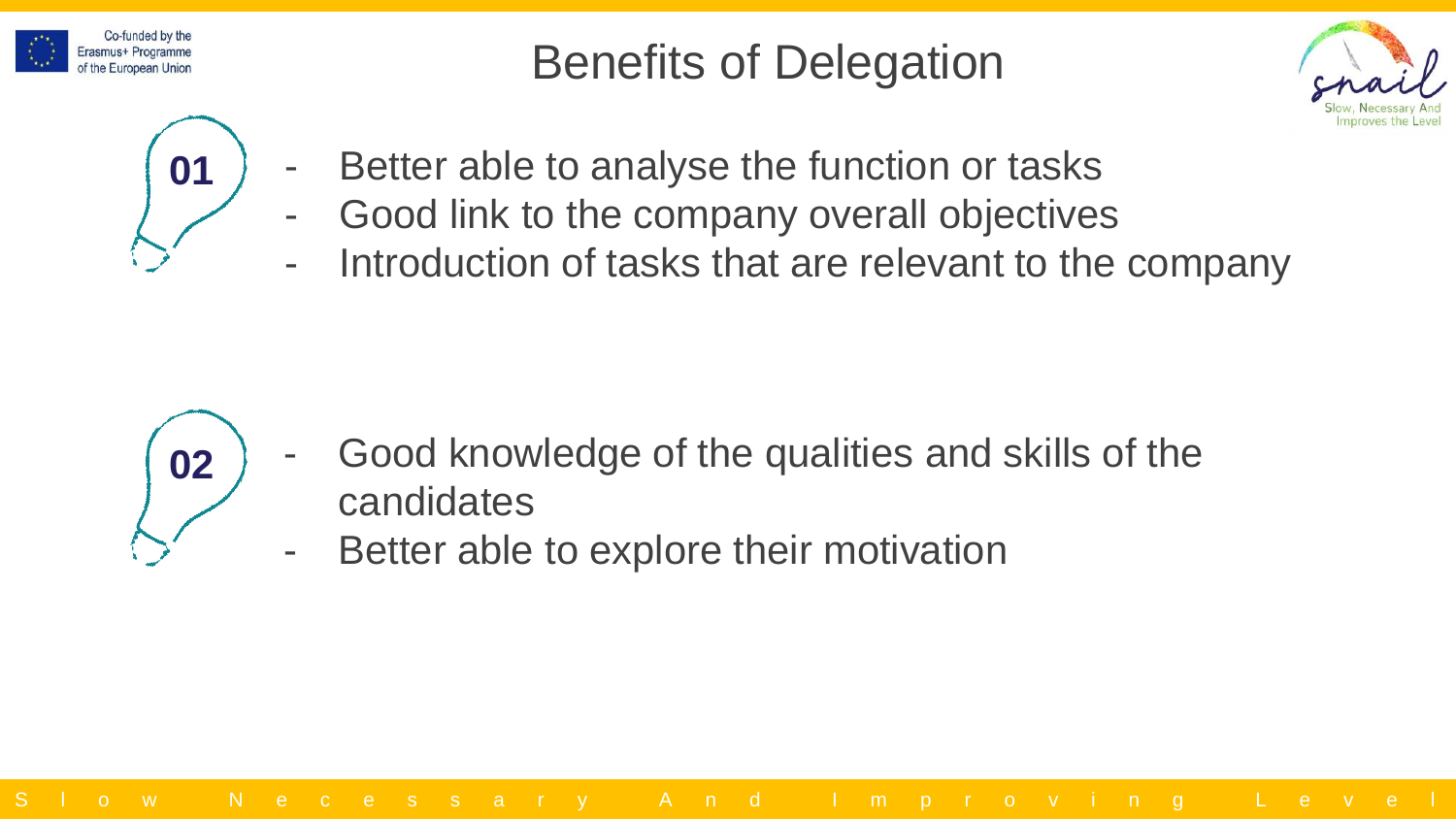# Benefits of Delegation

**01**

- Better able to analyse the function or tasks
- Good link to the company overall objectives
- Introduction of tasks that are relevant to the company

**02**

- Good knowledge of the qualities and skills of the candidates
- Better able to explore their motivation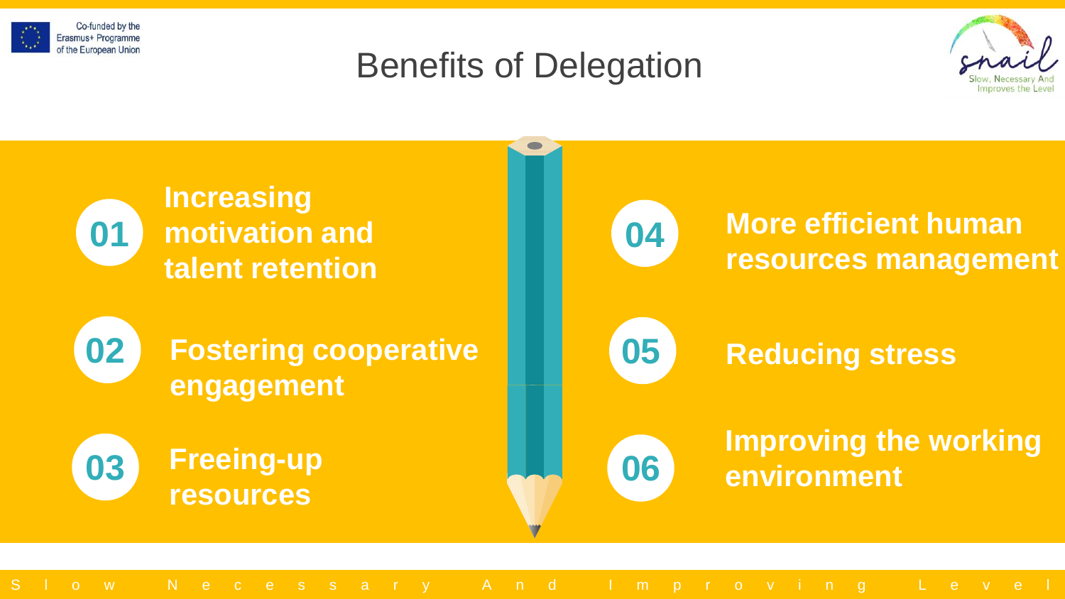# Benefits of Delegation

01 **Increasing motivation and talent retention**

02 **Fostering cooperative engagement**

03 **Freeing-up resources**

04 **More efficient human resources management**

05 **Reducing stress**

06 **Improving the working environment**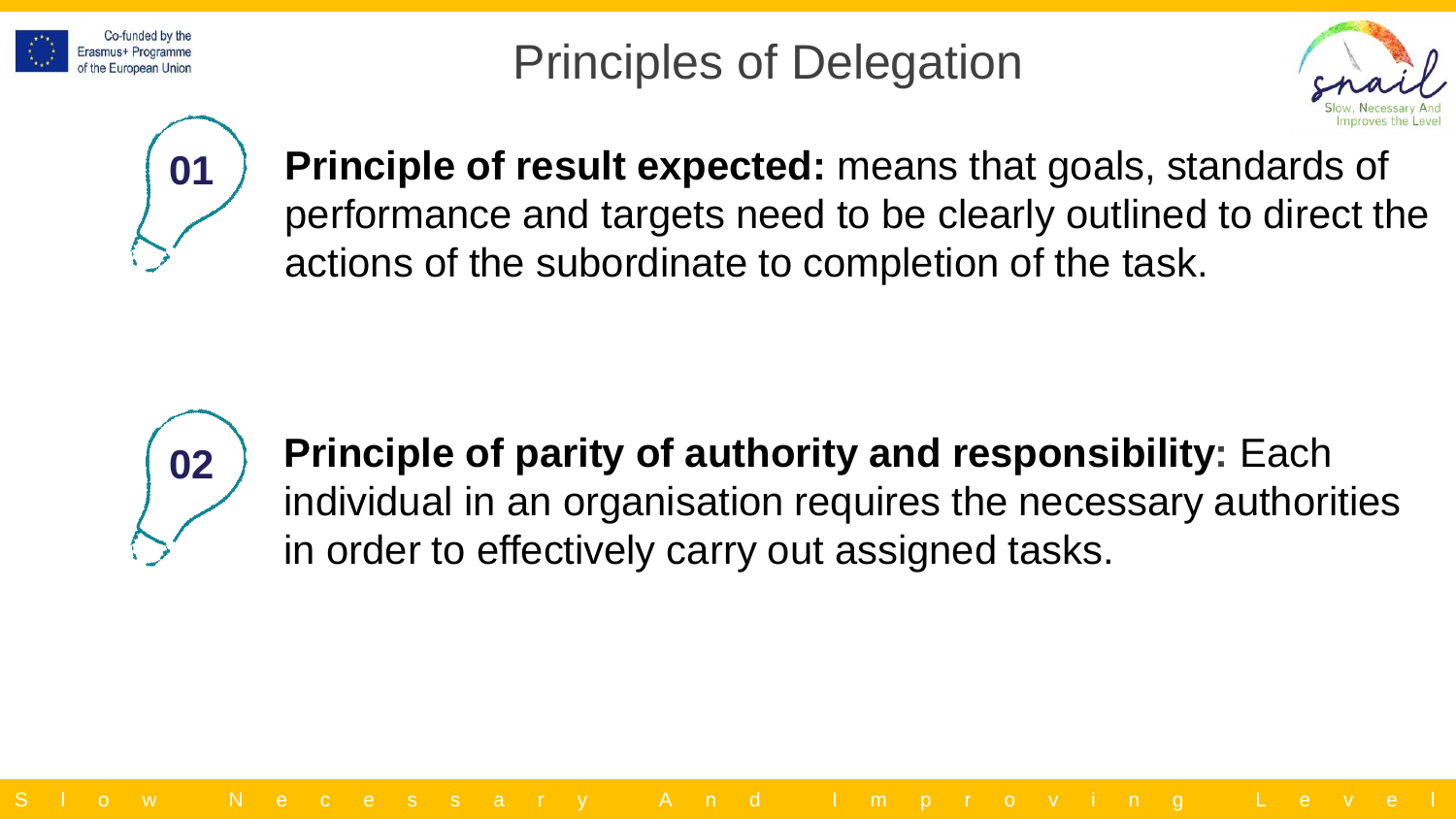# Principles of Delegation

**01** **Principle of result expected:** means that goals, standards of performance and targets need to be clearly outlined to direct the actions of the subordinate to completion of the task.

**02** **Principle of parity of authority and responsibility:** Each individual in an organisation requires the necessary authorities in order to effectively carry out assigned tasks.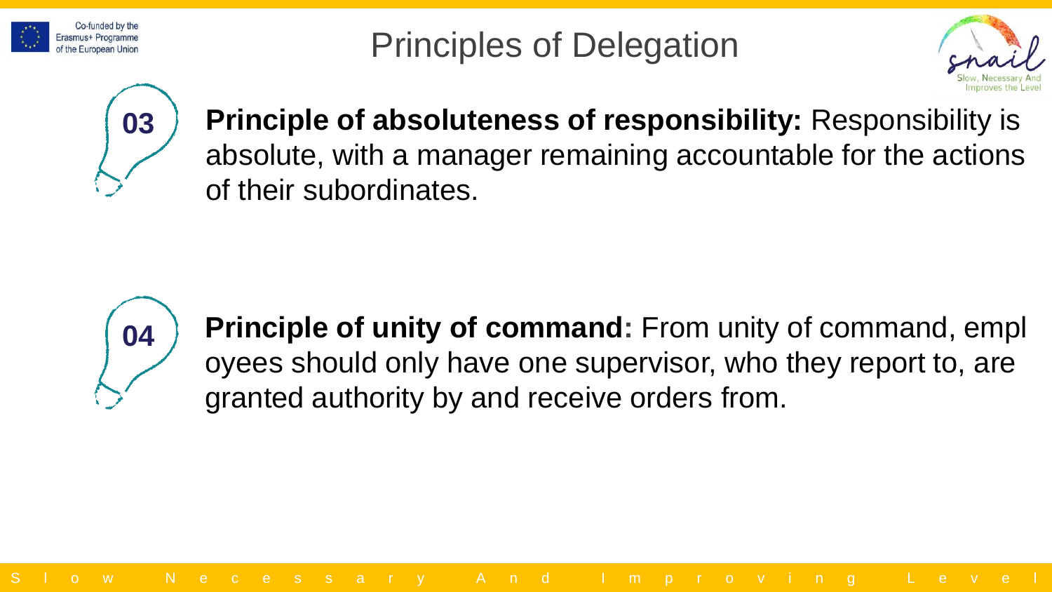# Principles of Delegation

**03**

**Principle of absoluteness of responsibility:** Responsibility is absolute, with a manager remaining accountable for the actions of their subordinates.

**04**

**Principle of unity of command:** From unity of command, employees should only have one supervisor, who they report to, are granted authority by and receive orders from.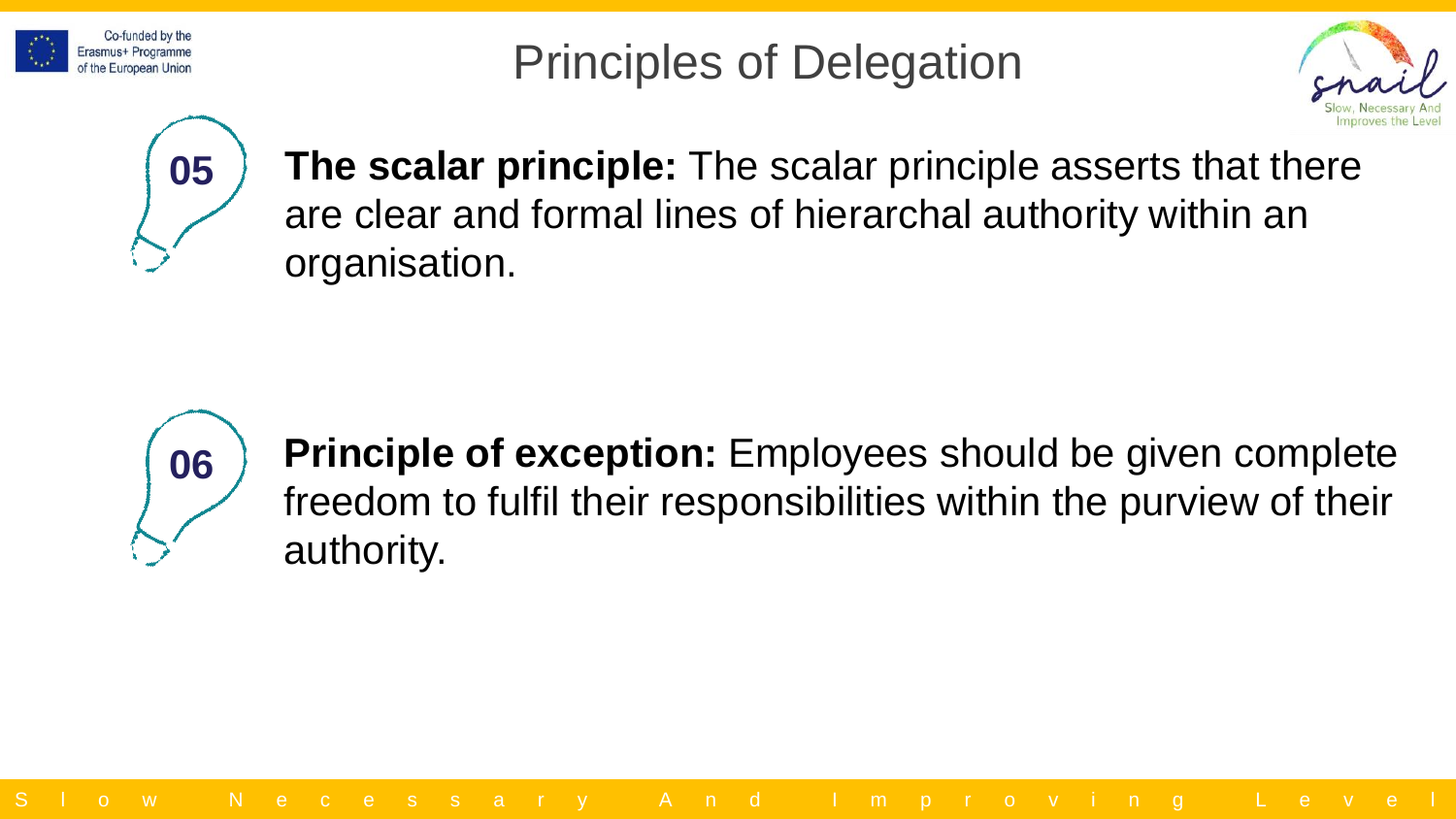# Principles of Delegation

**05** **The scalar principle:** The scalar principle asserts that there are clear and formal lines of hierarchal authority within an organisation.

**06** **Principle of exception:** Employees should be given complete freedom to fulfil their responsibilities within the purview of their authority.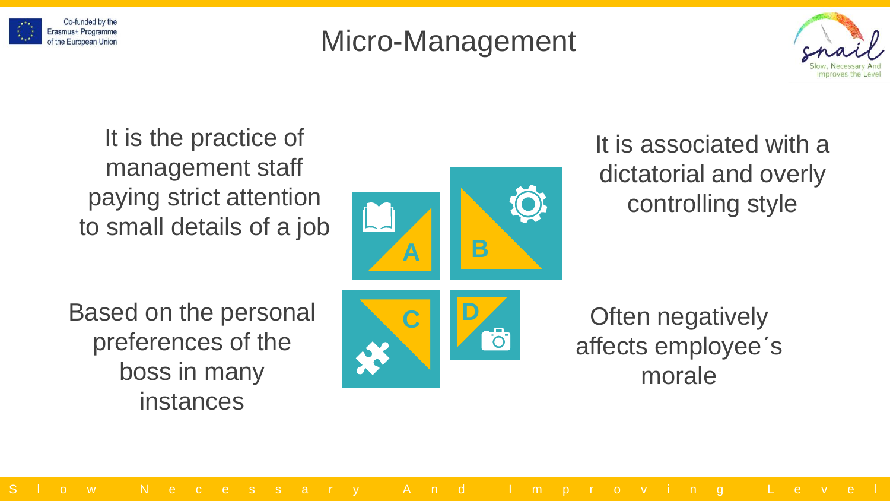# Micro-Management

It is the practice of management staff paying strict attention to small details of a job

It is associated with a dictatorial and overly controlling style

Based on the personal preferences of the boss in many instances

Often negatively affects employee´s morale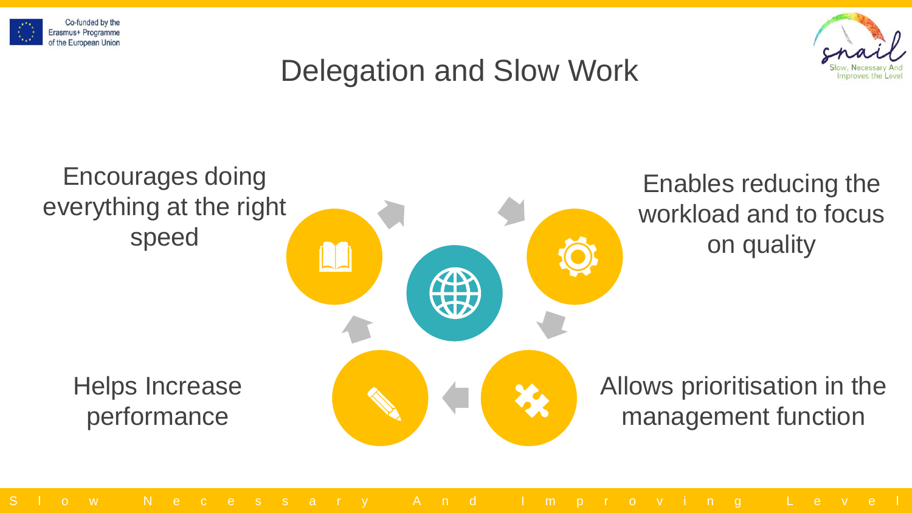# Delegation and Slow Work

Encourages doing everything at the right speed

Enables reducing the workload and to focus on quality

Allows prioritisation in the management function

Helps Increase performance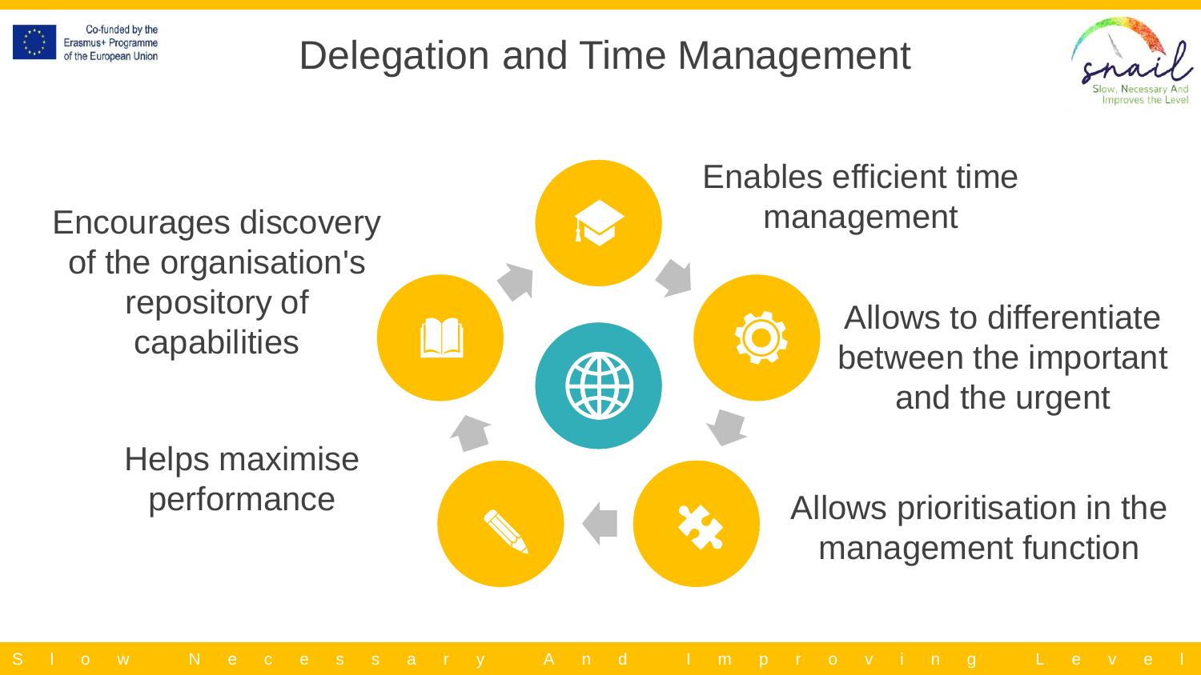# Delegation and Time Management

- Enables efficient time management
- Allows to differentiate between the important and the urgent
- Allows prioritisation in the management function
- Helps maximise performance
- Encourages discovery of the organisation's repository of capabilities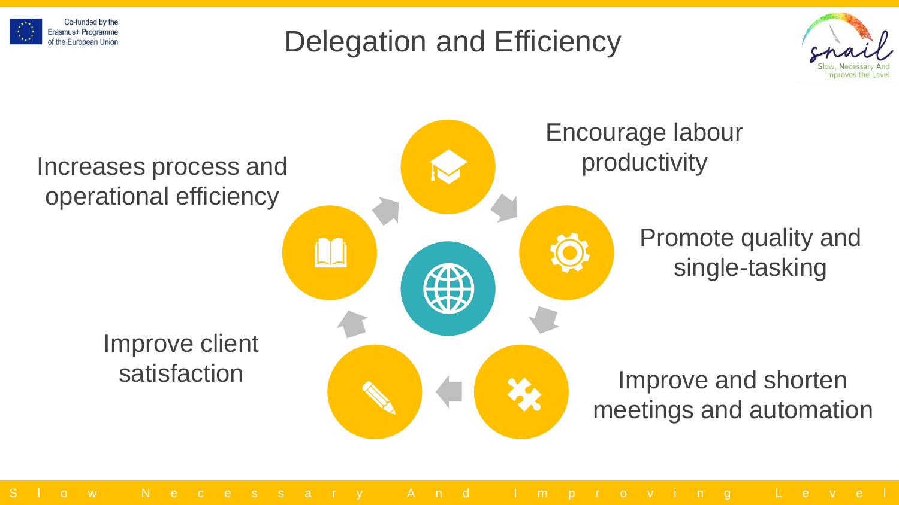# Delegation and Efficiency

- Encourage labour productivity
- Promote quality and single-tasking
- Improve and shorten meetings and automation
- Improve client satisfaction
- Increases process and operational efficiency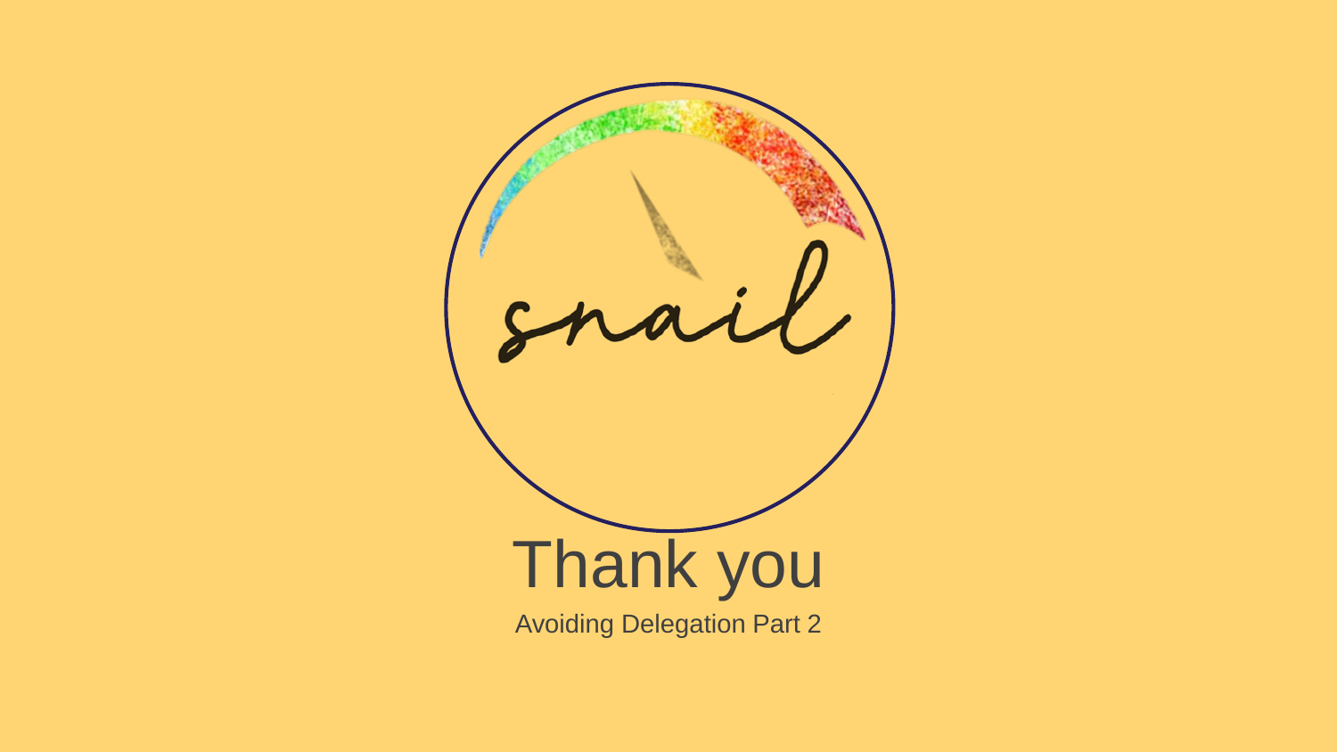snail

# Thank you

Avoiding Delegation Part 2